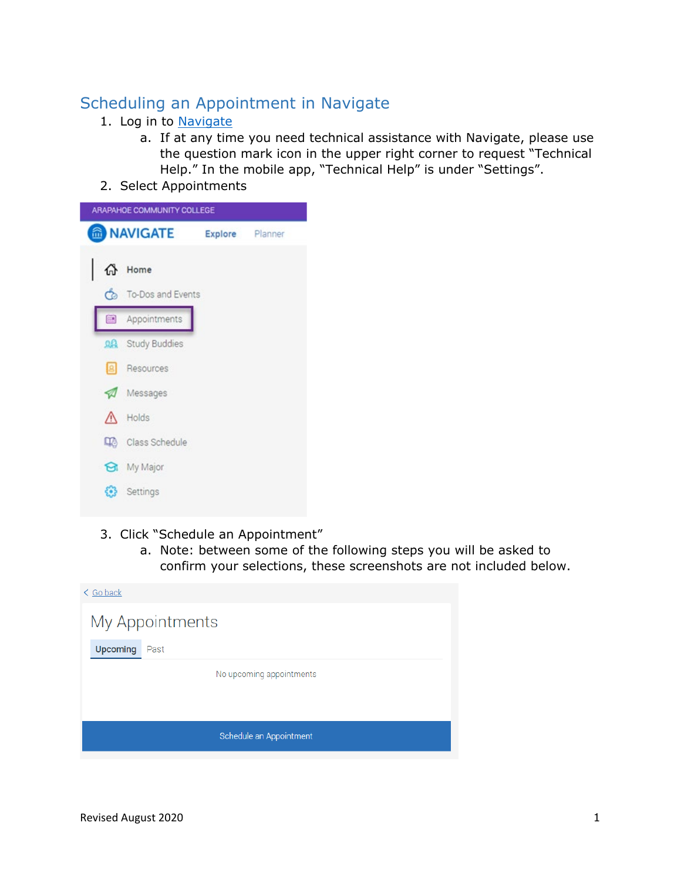# Scheduling an Appointment in Navigate

1. Log in to Navigate
   a. If at any time you need technical assistance with Navigate, please use the question mark icon in the upper right corner to request "Technical Help." In the mobile app, "Technical Help" is under "Settings".
2. Select Appointments
3. Click "Schedule an Appointment"
   a. Note: between some of the following steps you will be asked to confirm your selections, these screenshots are not included below.

Revised August 2020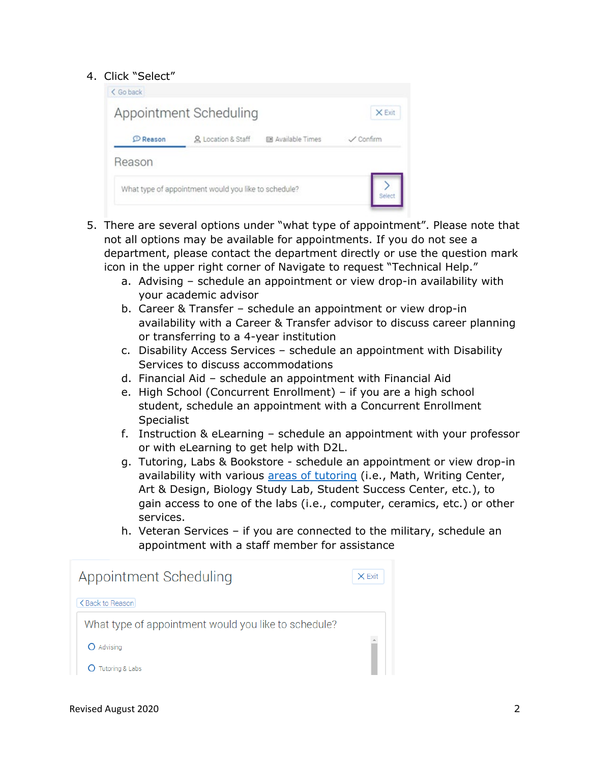4. Click "Select"

5. There are several options under "what type of appointment". Please note that not all options may be available for appointments. If you do not see a department, please contact the department directly or use the question mark icon in the upper right corner of Navigate to request "Technical Help."
   a. Advising – schedule an appointment or view drop-in availability with your academic advisor
   b. Career & Transfer – schedule an appointment or view drop-in availability with a Career & Transfer advisor to discuss career planning or transferring to a 4-year institution
   c. Disability Access Services – schedule an appointment with Disability Services to discuss accommodations
   d. Financial Aid – schedule an appointment with Financial Aid
   e. High School (Concurrent Enrollment) – if you are a high school student, schedule an appointment with a Concurrent Enrollment Specialist
   f. Instruction & eLearning – schedule an appointment with your professor or with eLearning to get help with D2L.
   g. Tutoring, Labs & Bookstore - schedule an appointment or view drop-in availability with various areas of tutoring (i.e., Math, Writing Center, Art & Design, Biology Study Lab, Student Success Center, etc.), to gain access to one of the labs (i.e., computer, ceramics, etc.) or other services.
   h. Veteran Services – if you are connected to the military, schedule an appointment with a staff member for assistance

Revised August 2020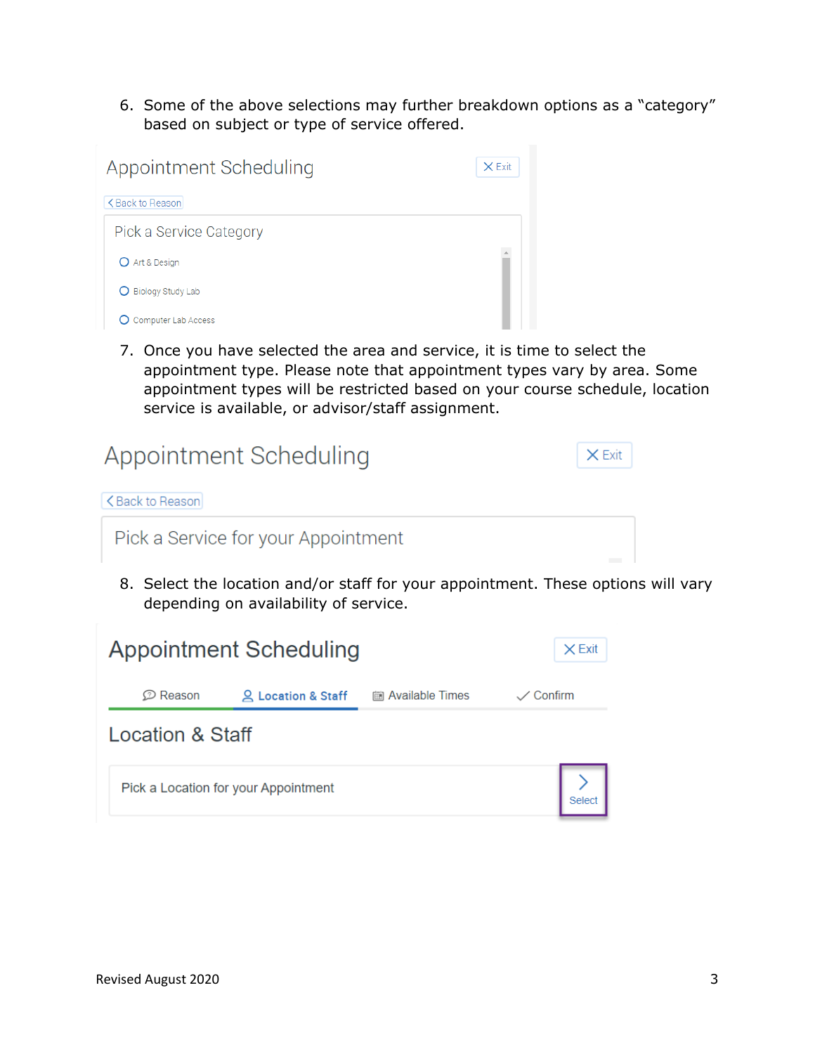6. Some of the above selections may further breakdown options as a "category" based on subject or type of service offered.

Appointment Scheduling

Exit

Back to Reason

Pick a Service Category

- Art & Design
- Biology Study Lab
- Computer Lab Access

7. Once you have selected the area and service, it is time to select the appointment type. Please note that appointment types vary by area. Some appointment types will be restricted based on your course schedule, location service is available, or advisor/staff assignment.

Appointment Scheduling

Exit

Back to Reason

Pick a Service for your Appointment

8. Select the location and/or staff for your appointment. These options will vary depending on availability of service.

Appointment Scheduling

Exit

Reason | Location & Staff | Available Times | Confirm

Location & Staff

Pick a Location for your Appointment

Select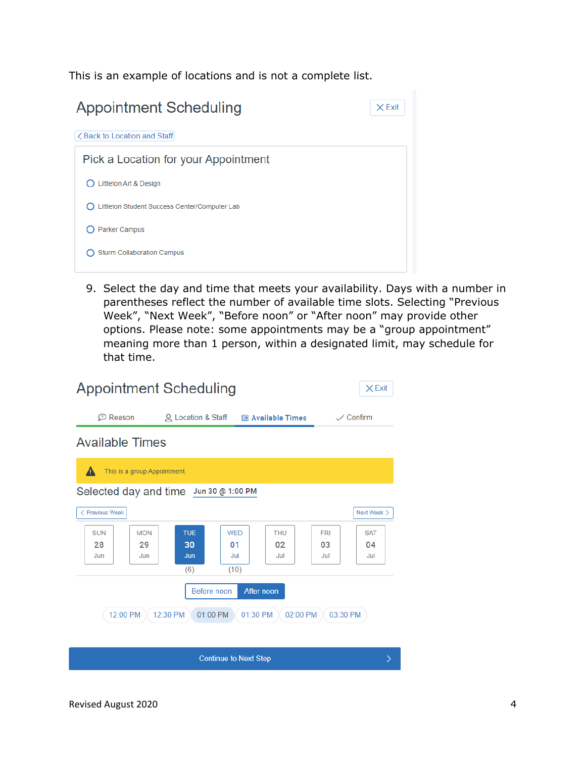This is an example of locations and is not a complete list.

Appointment Scheduling

Exit

Back to Location and Staff

Pick a Location for your Appointment

- Littleton Art & Design
- Littleton Student Success Center/Computer Lab
- Parker Campus
- Sturm Collaboration Campus

9. Select the day and time that meets your availability. Days with a number in parentheses reflect the number of available time slots. Selecting "Previous Week", "Next Week", "Before noon" or "After noon" may provide other options. Please note: some appointments may be a "group appointment" meaning more than 1 person, within a designated limit, may schedule for that time.

Appointment Scheduling

Exit

Reason | Location & Staff | Available Times | Confirm

Available Times

This is a group Appointment.

Selected day and time Jun 30 @ 1:00 PM

Previous Week | Next Week

| SUN | MON | TUE | WED | THU | FRI | SAT |
|---|---|---|---|---|---|---|
| 28 Jun | 29 Jun | 30 Jun | 01 Jul | 02 Jul | 03 Jul | 04 Jul |
| | | (6) | (10) | | | |

Before noon | After noon

12:00 PM | 12:30 PM | 01:00 PM | 01:30 PM | 02:00 PM | 03:30 PM

Continue to Next Step

Revised August 2020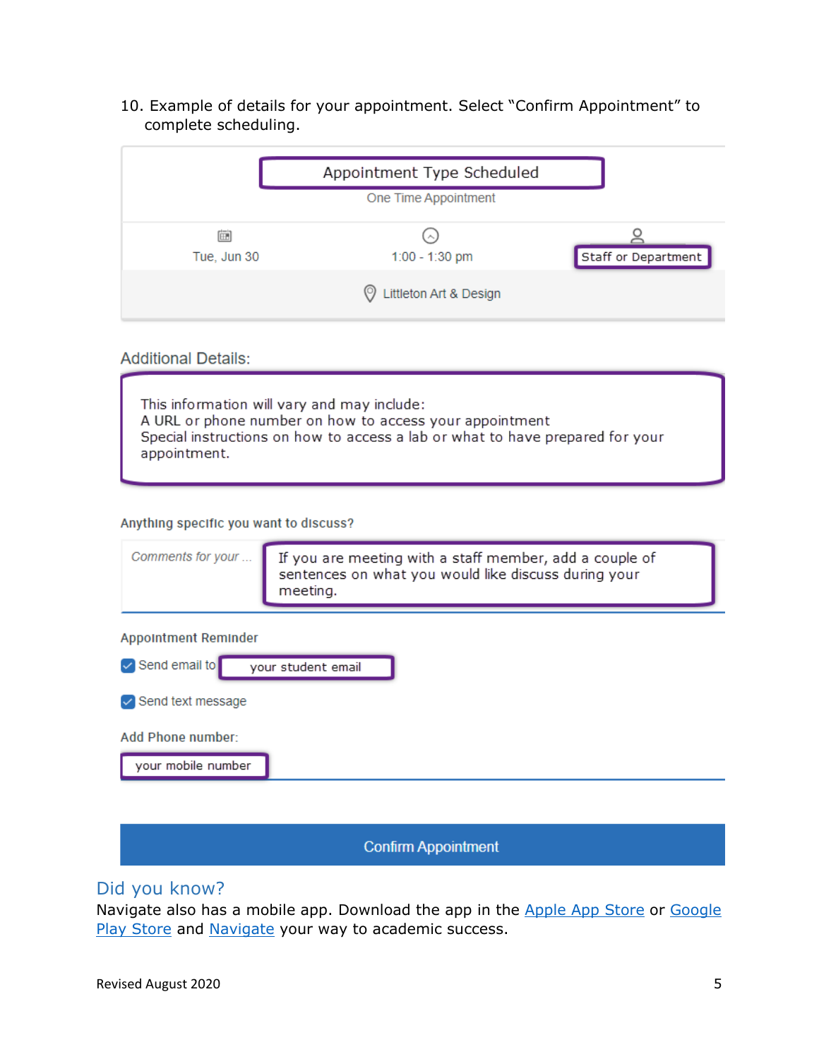10. Example of details for your appointment. Select "Confirm Appointment" to complete scheduling.

Appointment Type Scheduled

One Time Appointment

Tue, Jun 30

1:00 - 1:30 pm

Staff or Department

Littleton Art & Design

Additional Details:

This information will vary and may include:
A URL or phone number on how to access your appointment
Special instructions on how to access a lab or what to have prepared for your appointment.

Anything specific you want to discuss?

Comments for your ...

If you are meeting with a staff member, add a couple of sentences on what you would like discuss during your meeting.

Appointment Reminder

Send email to your student email

Send text message

Add Phone number:

your mobile number

Confirm Appointment

## Did you know?

Navigate also has a mobile app. Download the app in the Apple App Store or Google Play Store and Navigate your way to academic success.

Revised August 2020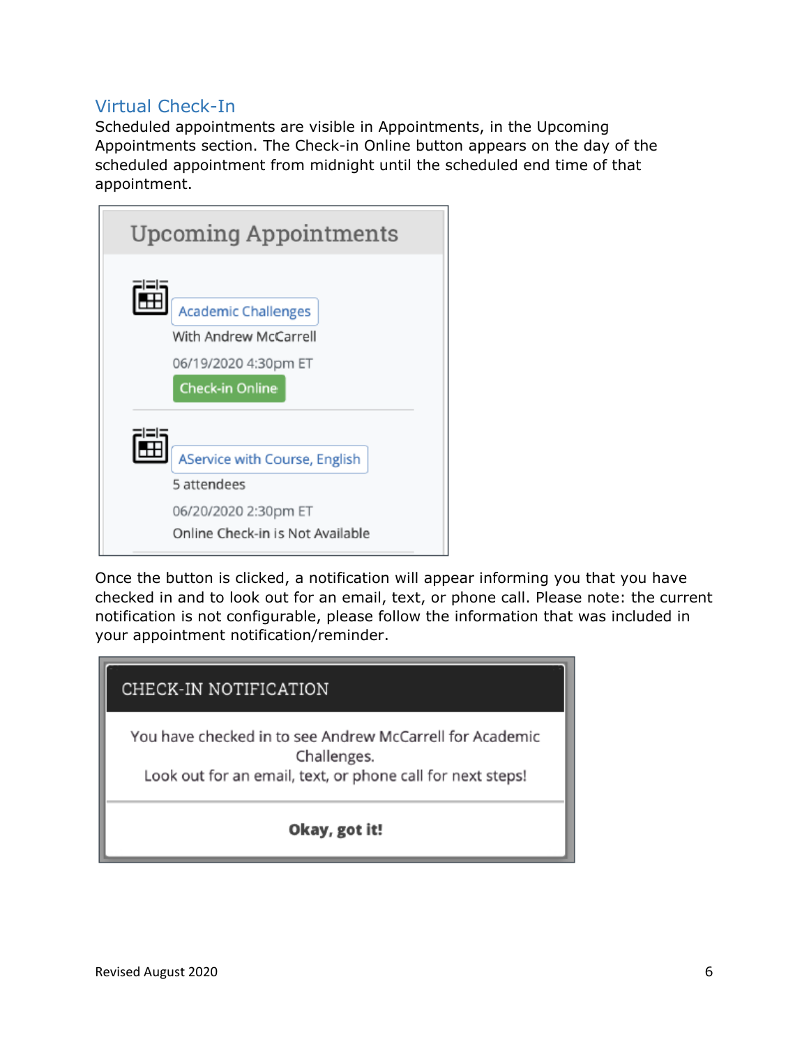## Virtual Check-In

Scheduled appointments are visible in Appointments, in the Upcoming Appointments section. The Check-in Online button appears on the day of the scheduled appointment from midnight until the scheduled end time of that appointment.

Upcoming Appointments

Academic Challenges
With Andrew McCarrell
06/19/2020 4:30pm ET
Check-in Online

AService with Course, English
5 attendees
06/20/2020 2:30pm ET
Online Check-in is Not Available

Once the button is clicked, a notification will appear informing you that you have checked in and to look out for an email, text, or phone call. Please note: the current notification is not configurable, please follow the information that was included in your appointment notification/reminder.

CHECK-IN NOTIFICATION

You have checked in to see Andrew McCarrell for Academic Challenges.
Look out for an email, text, or phone call for next steps!

**Okay, got it!**

Revised August 2020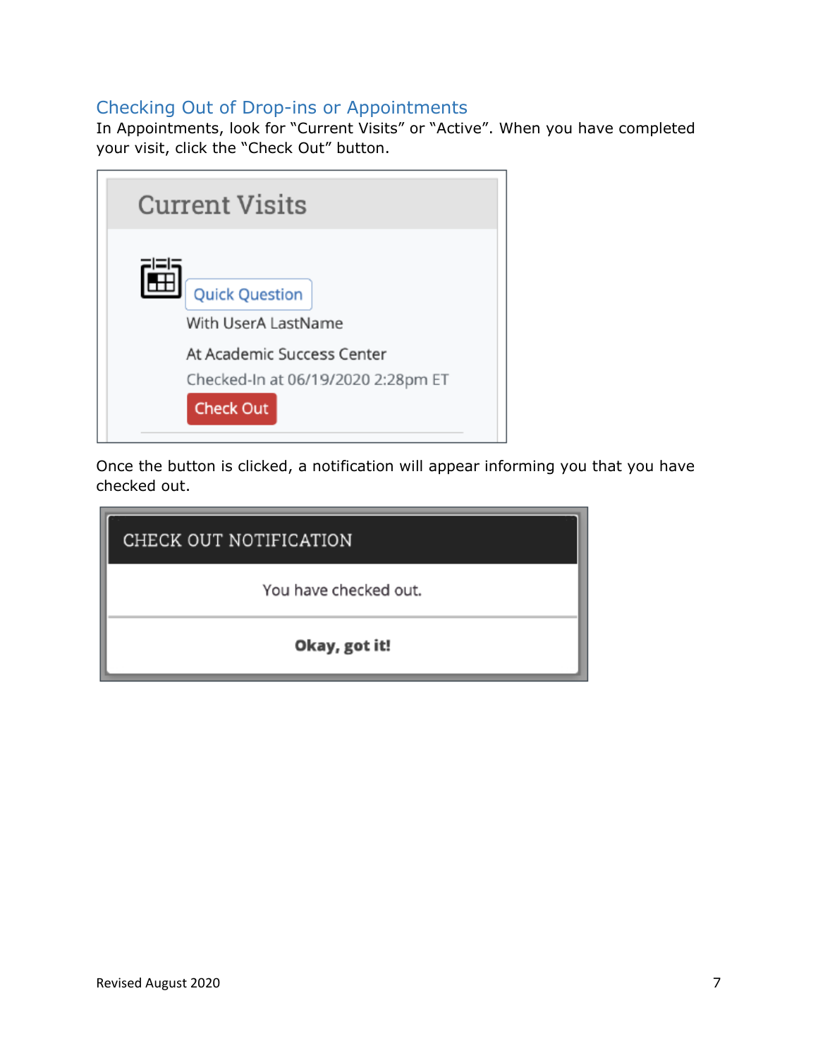## Checking Out of Drop-ins or Appointments

In Appointments, look for "Current Visits" or "Active". When you have completed your visit, click the "Check Out" button.

Current Visits

Quick Question

With UserA LastName

At Academic Success Center

Checked-In at 06/19/2020 2:28pm ET

Check Out

Once the button is clicked, a notification will appear informing you that you have checked out.

CHECK OUT NOTIFICATION

You have checked out.

Okay, got it!

Revised August 2020